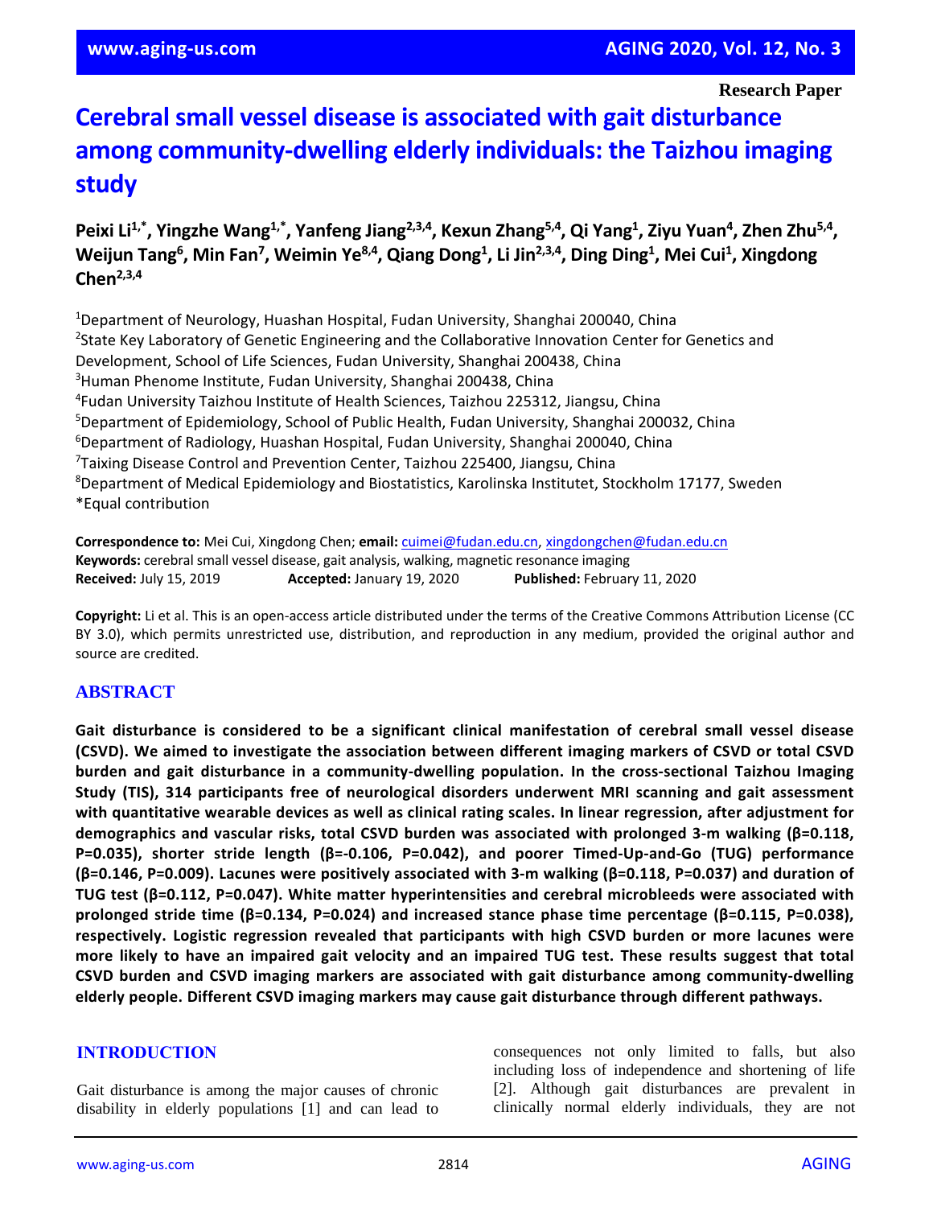Research Paper

# Cerebral small vessel disease is associated with gait disturbance among community-dwelling elderly individuals: the Taizhou imaging study

**Peixi Li[1,*], Yingzhe Wang[1,*], Yanfeng Jiang[2,3,4], Kexun Zhang[5,4], Qi Yang[1], Ziyu Yuan[4], Zhen Zhu[5,4], Weijun Tang[6], Min Fan[7], Weimin Ye[8,4], Qiang Dong[1], Li Jin[2,3,4], Ding Ding[1], Mei Cui[1], Xingdong Chen[2,3,4]**

[1]Department of Neurology, Huashan Hospital, Fudan University, Shanghai 200040, China
[2]State Key Laboratory of Genetic Engineering and the Collaborative Innovation Center for Genetics and Development, School of Life Sciences, Fudan University, Shanghai 200438, China
[3]Human Phenome Institute, Fudan University, Shanghai 200438, China
[4]Fudan University Taizhou Institute of Health Sciences, Taizhou 225312, Jiangsu, China
[5]Department of Epidemiology, School of Public Health, Fudan University, Shanghai 200032, China
[6]Department of Radiology, Huashan Hospital, Fudan University, Shanghai 200040, China
[7]Taixing Disease Control and Prevention Center, Taizhou 225400, Jiangsu, China
[8]Department of Medical Epidemiology and Biostatistics, Karolinska Institutet, Stockholm 17177, Sweden
*Equal contribution

**Correspondence to:** Mei Cui, Xingdong Chen; **email:** cuimei@fudan.edu.cn, xingdongchen@fudan.edu.cn
**Keywords:** cerebral small vessel disease, gait analysis, walking, magnetic resonance imaging
**Received:** July 15, 2019 **Accepted:** January 19, 2020 **Published:** February 11, 2020

**Copyright:** Li et al. This is an open-access article distributed under the terms of the Creative Commons Attribution License (CC BY 3.0), which permits unrestricted use, distribution, and reproduction in any medium, provided the original author and source are credited.

## ABSTRACT

**Gait disturbance is considered to be a significant clinical manifestation of cerebral small vessel disease (CSVD). We aimed to investigate the association between different imaging markers of CSVD or total CSVD burden and gait disturbance in a community-dwelling population. In the cross-sectional Taizhou Imaging Study (TIS), 314 participants free of neurological disorders underwent MRI scanning and gait assessment with quantitative wearable devices as well as clinical rating scales. In linear regression, after adjustment for demographics and vascular risks, total CSVD burden was associated with prolonged 3-m walking (β=0.118, P=0.035), shorter stride length (β=-0.106, P=0.042), and poorer Timed-Up-and-Go (TUG) performance (β=0.146, P=0.009). Lacunes were positively associated with 3-m walking (β=0.118, P=0.037) and duration of TUG test (β=0.112, P=0.047). White matter hyperintensities and cerebral microbleeds were associated with prolonged stride time (β=0.134, P=0.024) and increased stance phase time percentage (β=0.115, P=0.038), respectively. Logistic regression revealed that participants with high CSVD burden or more lacunes were more likely to have an impaired gait velocity and an impaired TUG test. These results suggest that total CSVD burden and CSVD imaging markers are associated with gait disturbance among community-dwelling elderly people. Different CSVD imaging markers may cause gait disturbance through different pathways.**

## INTRODUCTION

Gait disturbance is among the major causes of chronic disability in elderly populations [1] and can lead to consequences not only limited to falls, but also including loss of independence and shortening of life [2]. Although gait disturbances are prevalent in clinically normal elderly individuals, they are not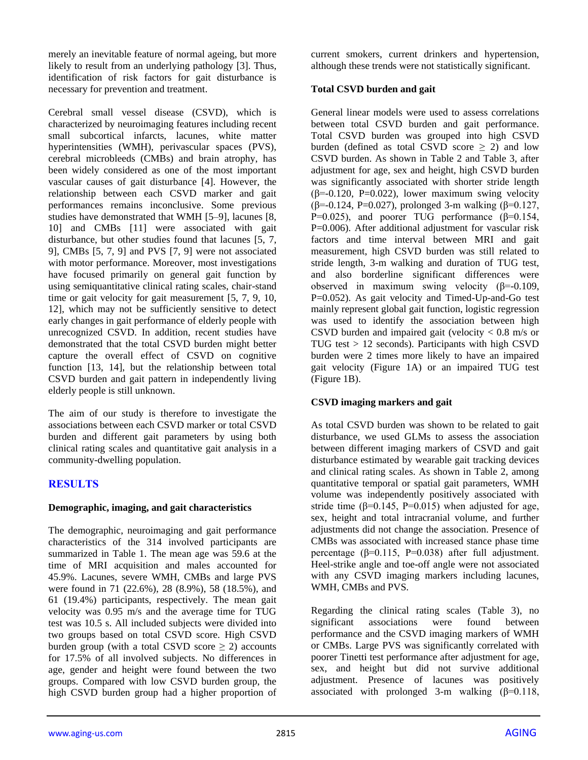merely an inevitable feature of normal ageing, but more likely to result from an underlying pathology [3]. Thus, identification of risk factors for gait disturbance is necessary for prevention and treatment.

Cerebral small vessel disease (CSVD), which is characterized by neuroimaging features including recent small subcortical infarcts, lacunes, white matter hyperintensities (WMH), perivascular spaces (PVS), cerebral microbleeds (CMBs) and brain atrophy, has been widely considered as one of the most important vascular causes of gait disturbance [4]. However, the relationship between each CSVD marker and gait performances remains inconclusive. Some previous studies have demonstrated that WMH [5–9], lacunes [8, 10] and CMBs [11] were associated with gait disturbance, but other studies found that lacunes [5, 7, 9], CMBs [5, 7, 9] and PVS [7, 9] were not associated with motor performance. Moreover, most investigations have focused primarily on general gait function by using semiquantitative clinical rating scales, chair-stand time or gait velocity for gait measurement [5, 7, 9, 10, 12], which may not be sufficiently sensitive to detect early changes in gait performance of elderly people with unrecognized CSVD. In addition, recent studies have demonstrated that the total CSVD burden might better capture the overall effect of CSVD on cognitive function [13, 14], but the relationship between total CSVD burden and gait pattern in independently living elderly people is still unknown.

The aim of our study is therefore to investigate the associations between each CSVD marker or total CSVD burden and different gait parameters by using both clinical rating scales and quantitative gait analysis in a community-dwelling population.

## RESULTS

### Demographic, imaging, and gait characteristics

The demographic, neuroimaging and gait performance characteristics of the 314 involved participants are summarized in Table 1. The mean age was 59.6 at the time of MRI acquisition and males accounted for 45.9%. Lacunes, severe WMH, CMBs and large PVS were found in 71 (22.6%), 28 (8.9%), 58 (18.5%), and 61 (19.4%) participants, respectively. The mean gait velocity was 0.95 m/s and the average time for TUG test was 10.5 s. All included subjects were divided into two groups based on total CSVD score. High CSVD burden group (with a total CSVD score $\geq$ 2) accounts for 17.5% of all involved subjects. No differences in age, gender and height were found between the two groups. Compared with low CSVD burden group, the high CSVD burden group had a higher proportion of current smokers, current drinkers and hypertension, although these trends were not statistically significant.

### Total CSVD burden and gait

General linear models were used to assess correlations between total CSVD burden and gait performance. Total CSVD burden was grouped into high CSVD burden (defined as total CSVD score $\geq$ 2) and low CSVD burden. As shown in Table 2 and Table 3, after adjustment for age, sex and height, high CSVD burden was significantly associated with shorter stride length ($\beta$=-0.120, P=0.022), lower maximum swing velocity ($\beta$=-0.124, P=0.027), prolonged 3-m walking ($\beta$=0.127, P=0.025), and poorer TUG performance ($\beta$=0.154, P=0.006). After additional adjustment for vascular risk factors and time interval between MRI and gait measurement, high CSVD burden was still related to stride length, 3-m walking and duration of TUG test, and also borderline significant differences were observed in maximum swing velocity ($\beta$=-0.109, P=0.052). As gait velocity and Timed-Up-and-Go test mainly represent global gait function, logistic regression was used to identify the association between high CSVD burden and impaired gait (velocity < 0.8 m/s or TUG test > 12 seconds). Participants with high CSVD burden were 2 times more likely to have an impaired gait velocity (Figure 1A) or an impaired TUG test (Figure 1B).

### CSVD imaging markers and gait

As total CSVD burden was shown to be related to gait disturbance, we used GLMs to assess the association between different imaging markers of CSVD and gait disturbance estimated by wearable gait tracking devices and clinical rating scales. As shown in Table 2, among quantitative temporal or spatial gait parameters, WMH volume was independently positively associated with stride time ($\beta$=0.145, P=0.015) when adjusted for age, sex, height and total intracranial volume, and further adjustments did not change the association. Presence of CMBs was associated with increased stance phase time percentage ($\beta$=0.115, P=0.038) after full adjustment. Heel-strike angle and toe-off angle were not associated with any CSVD imaging markers including lacunes, WMH, CMBs and PVS.

Regarding the clinical rating scales (Table 3), no significant associations were found between performance and the CSVD imaging markers of WMH or CMBs. Large PVS was significantly correlated with poorer Tinetti test performance after adjustment for age, sex, and height but did not survive additional adjustment. Presence of lacunes was positively associated with prolonged 3-m walking ($\beta$=0.118,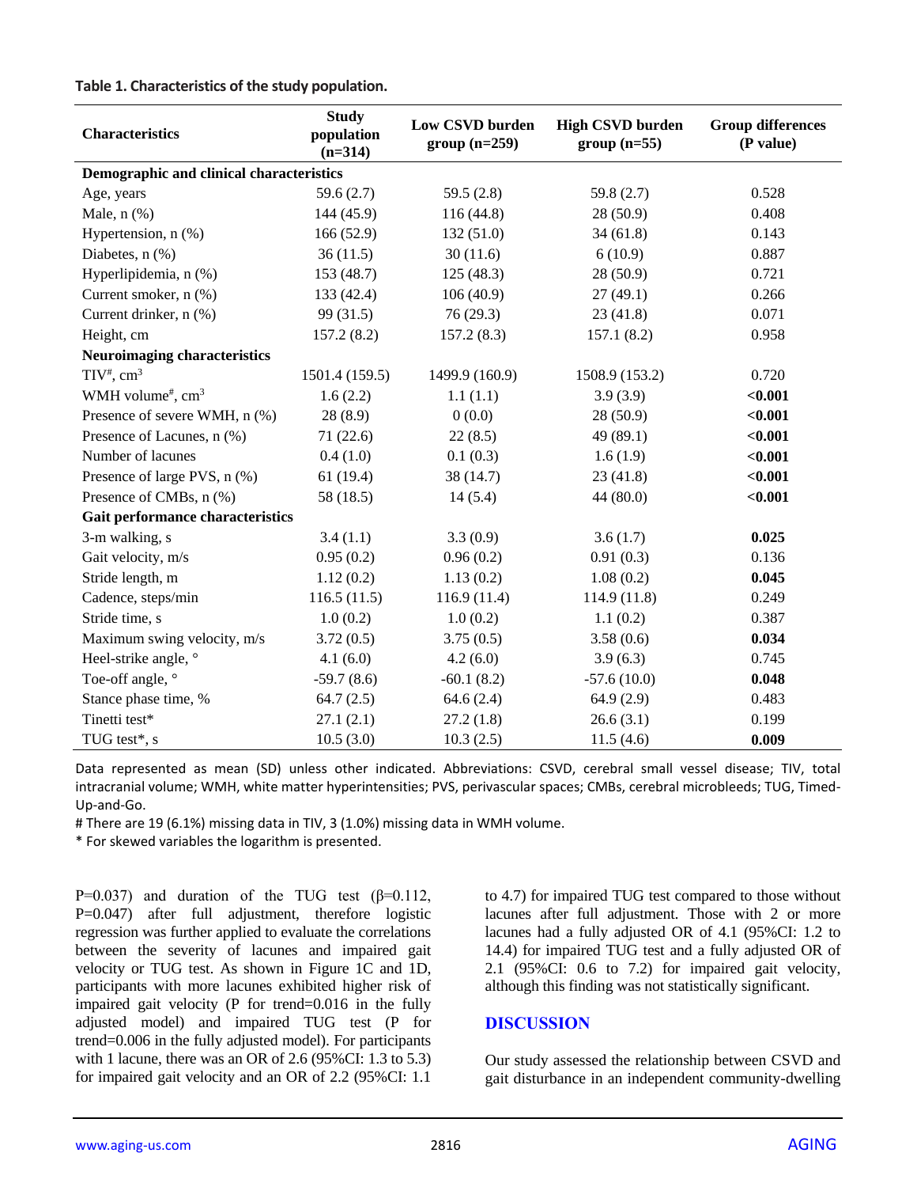**Table 1. Characteristics of the study population.**

| Characteristics | Study population (n=314) | Low CSVD burden group (n=259) | High CSVD burden group (n=55) | Group differences (P value) |
|---|---|---|---|---|
| **Demographic and clinical characteristics** | | | | |
| Age, years | 59.6 (2.7) | 59.5 (2.8) | 59.8 (2.7) | 0.528 |
| Male, n (%) | 144 (45.9) | 116 (44.8) | 28 (50.9) | 0.408 |
| Hypertension, n (%) | 166 (52.9) | 132 (51.0) | 34 (61.8) | 0.143 |
| Diabetes, n (%) | 36 (11.5) | 30 (11.6) | 6 (10.9) | 0.887 |
| Hyperlipidemia, n (%) | 153 (48.7) | 125 (48.3) | 28 (50.9) | 0.721 |
| Current smoker, n (%) | 133 (42.4) | 106 (40.9) | 27 (49.1) | 0.266 |
| Current drinker, n (%) | 99 (31.5) | 76 (29.3) | 23 (41.8) | 0.071 |
| Height, cm | 157.2 (8.2) | 157.2 (8.3) | 157.1 (8.2) | 0.958 |
| **Neuroimaging characteristics** | | | | |
| TIV#, $cm^3$ | 1501.4 (159.5) | 1499.9 (160.9) | 1508.9 (153.2) | 0.720 |
| WMH volume#, $cm^3$ | 1.6 (2.2) | 1.1 (1.1) | 3.9 (3.9) | **<0.001** |
| Presence of severe WMH, n (%) | 28 (8.9) | 0 (0.0) | 28 (50.9) | **<0.001** |
| Presence of Lacunes, n (%) | 71 (22.6) | 22 (8.5) | 49 (89.1) | **<0.001** |
| Number of lacunes | 0.4 (1.0) | 0.1 (0.3) | 1.6 (1.9) | **<0.001** |
| Presence of large PVS, n (%) | 61 (19.4) | 38 (14.7) | 23 (41.8) | **<0.001** |
| Presence of CMBs, n (%) | 58 (18.5) | 14 (5.4) | 44 (80.0) | **<0.001** |
| **Gait performance characteristics** | | | | |
| 3-m walking, s | 3.4 (1.1) | 3.3 (0.9) | 3.6 (1.7) | **0.025** |
| Gait velocity, m/s | 0.95 (0.2) | 0.96 (0.2) | 0.91 (0.3) | 0.136 |
| Stride length, m | 1.12 (0.2) | 1.13 (0.2) | 1.08 (0.2) | **0.045** |
| Cadence, steps/min | 116.5 (11.5) | 116.9 (11.4) | 114.9 (11.8) | 0.249 |
| Stride time, s | 1.0 (0.2) | 1.0 (0.2) | 1.1 (0.2) | 0.387 |
| Maximum swing velocity, m/s | 3.72 (0.5) | 3.75 (0.5) | 3.58 (0.6) | **0.034** |
| Heel-strike angle, ° | 4.1 (6.0) | 4.2 (6.0) | 3.9 (6.3) | 0.745 |
| Toe-off angle, ° | -59.7 (8.6) | -60.1 (8.2) | -57.6 (10.0) | **0.048** |
| Stance phase time, % | 64.7 (2.5) | 64.6 (2.4) | 64.9 (2.9) | 0.483 |
| Tinetti test* | 27.1 (2.1) | 27.2 (1.8) | 26.6 (3.1) | 0.199 |
| TUG test*, s | 10.5 (3.0) | 10.3 (2.5) | 11.5 (4.6) | **0.009** |

Data represented as mean (SD) unless other indicated. Abbreviations: CSVD, cerebral small vessel disease; TIV, total intracranial volume; WMH, white matter hyperintensities; PVS, perivascular spaces; CMBs, cerebral microbleeds; TUG, Timed-Up-and-Go.

# There are 19 (6.1%) missing data in TIV, 3 (1.0%) missing data in WMH volume.

* For skewed variables the logarithm is presented.

P=0.037) and duration of the TUG test (β=0.112, P=0.047) after full adjustment, therefore logistic regression was further applied to evaluate the correlations between the severity of lacunes and impaired gait velocity or TUG test. As shown in Figure 1C and 1D, participants with more lacunes exhibited higher risk of impaired gait velocity (P for trend=0.016 in the fully adjusted model) and impaired TUG test (P for trend=0.006 in the fully adjusted model). For participants with 1 lacune, there was an OR of 2.6 (95%CI: 1.3 to 5.3) for impaired gait velocity and an OR of 2.2 (95%CI: 1.1 to 4.7) for impaired TUG test compared to those without lacunes after full adjustment. Those with 2 or more lacunes had a fully adjusted OR of 4.1 (95%CI: 1.2 to 14.4) for impaired TUG test and a fully adjusted OR of 2.1 (95%CI: 0.6 to 7.2) for impaired gait velocity, although this finding was not statistically significant.

## DISCUSSION

Our study assessed the relationship between CSVD and gait disturbance in an independent community-dwelling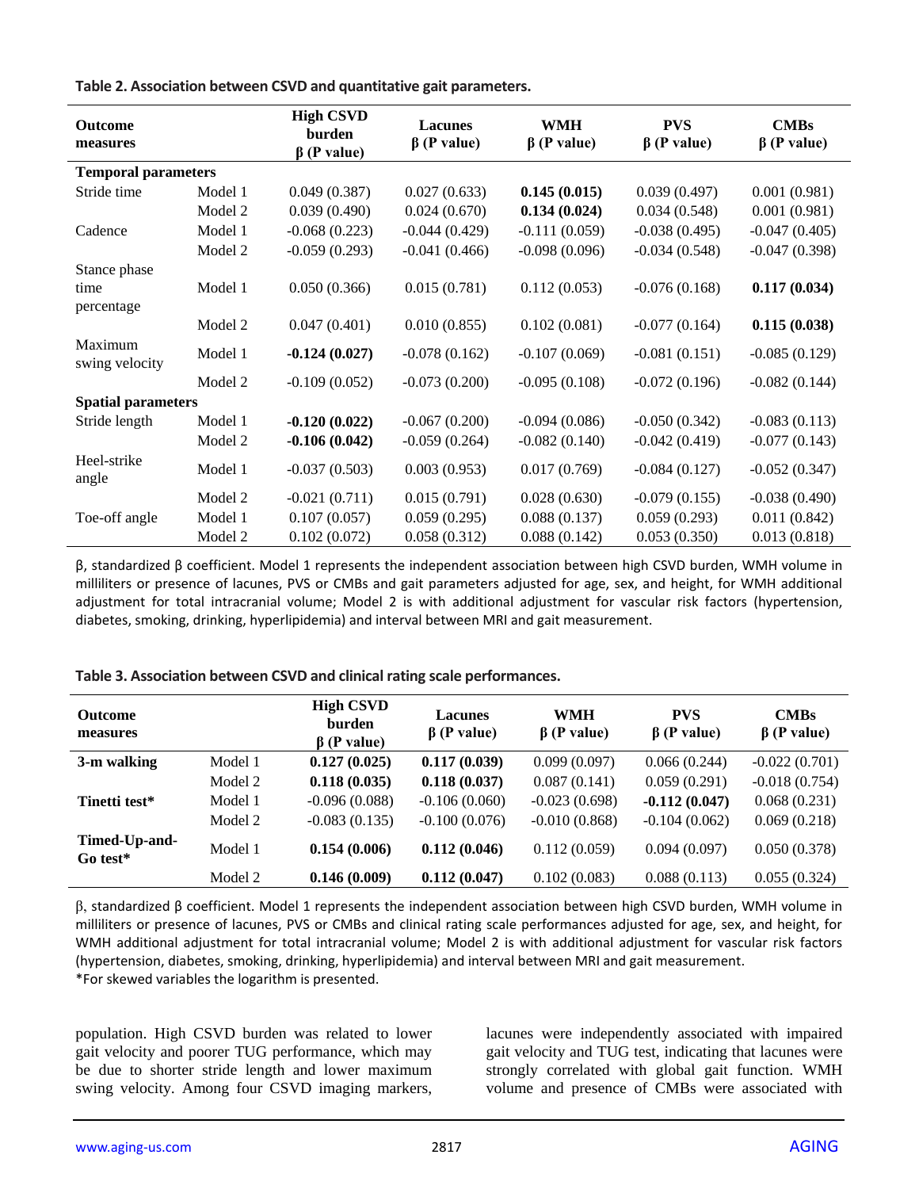**Table 2. Association between CSVD and quantitative gait parameters.**

| Outcome measures | | High CSVD burden β (P value) | Lacunes β (P value) | WMH β (P value) | PVS β (P value) | CMBs β (P value) |
|---|---|---|---|---|---|---|
| **Temporal parameters** | | | | | | |
| Stride time | Model 1 | 0.049 (0.387) | 0.027 (0.633) | **0.145 (0.015)** | 0.039 (0.497) | 0.001 (0.981) |
| | Model 2 | 0.039 (0.490) | 0.024 (0.670) | **0.134 (0.024)** | 0.034 (0.548) | 0.001 (0.981) |
| Cadence | Model 1 | -0.068 (0.223) | -0.044 (0.429) | -0.111 (0.059) | -0.038 (0.495) | -0.047 (0.405) |
| | Model 2 | -0.059 (0.293) | -0.041 (0.466) | -0.098 (0.096) | -0.034 (0.548) | -0.047 (0.398) |
| Stance phase time percentage | Model 1 | 0.050 (0.366) | 0.015 (0.781) | 0.112 (0.053) | -0.076 (0.168) | **0.117 (0.034)** |
| | Model 2 | 0.047 (0.401) | 0.010 (0.855) | 0.102 (0.081) | -0.077 (0.164) | **0.115 (0.038)** |
| Maximum swing velocity | Model 1 | **-0.124 (0.027)** | -0.078 (0.162) | -0.107 (0.069) | -0.081 (0.151) | -0.085 (0.129) |
| | Model 2 | -0.109 (0.052) | -0.073 (0.200) | -0.095 (0.108) | -0.072 (0.196) | -0.082 (0.144) |
| **Spatial parameters** | | | | | | |
| Stride length | Model 1 | **-0.120 (0.022)** | -0.067 (0.200) | -0.094 (0.086) | -0.050 (0.342) | -0.083 (0.113) |
| | Model 2 | **-0.106 (0.042)** | -0.059 (0.264) | -0.082 (0.140) | -0.042 (0.419) | -0.077 (0.143) |
| Heel-strike angle | Model 1 | -0.037 (0.503) | 0.003 (0.953) | 0.017 (0.769) | -0.084 (0.127) | -0.052 (0.347) |
| | Model 2 | -0.021 (0.711) | 0.015 (0.791) | 0.028 (0.630) | -0.079 (0.155) | -0.038 (0.490) |
| Toe-off angle | Model 1 | 0.107 (0.057) | 0.059 (0.295) | 0.088 (0.137) | 0.059 (0.293) | 0.011 (0.842) |
| | Model 2 | 0.102 (0.072) | 0.058 (0.312) | 0.088 (0.142) | 0.053 (0.350) | 0.013 (0.818) |

β, standardized β coefficient. Model 1 represents the independent association between high CSVD burden, WMH volume in milliliters or presence of lacunes, PVS or CMBs and gait parameters adjusted for age, sex, and height, for WMH additional adjustment for total intracranial volume; Model 2 is with additional adjustment for vascular risk factors (hypertension, diabetes, smoking, drinking, hyperlipidemia) and interval between MRI and gait measurement.

**Table 3. Association between CSVD and clinical rating scale performances.**

| Outcome measures | | High CSVD burden β (P value) | Lacunes β (P value) | WMH β (P value) | PVS β (P value) | CMBs β (P value) |
|---|---|---|---|---|---|---|
| **3-m walking** | Model 1 | **0.127 (0.025)** | **0.117 (0.039)** | 0.099 (0.097) | 0.066 (0.244) | -0.022 (0.701) |
| | Model 2 | **0.118 (0.035)** | **0.118 (0.037)** | 0.087 (0.141) | 0.059 (0.291) | -0.018 (0.754) |
| **Tinetti test*** | Model 1 | -0.096 (0.088) | -0.106 (0.060) | -0.023 (0.698) | **-0.112 (0.047)** | 0.068 (0.231) |
| | Model 2 | -0.083 (0.135) | -0.100 (0.076) | -0.010 (0.868) | -0.104 (0.062) | 0.069 (0.218) |
| **Timed-Up-and-Go test*** | Model 1 | **0.154 (0.006)** | **0.112 (0.046)** | 0.112 (0.059) | 0.094 (0.097) | 0.050 (0.378) |
| | Model 2 | **0.146 (0.009)** | **0.112 (0.047)** | 0.102 (0.083) | 0.088 (0.113) | 0.055 (0.324) |

β, standardized β coefficient. Model 1 represents the independent association between high CSVD burden, WMH volume in milliliters or presence of lacunes, PVS or CMBs and clinical rating scale performances adjusted for age, sex, and height, for WMH additional adjustment for total intracranial volume; Model 2 is with additional adjustment for vascular risk factors (hypertension, diabetes, smoking, drinking, hyperlipidemia) and interval between MRI and gait measurement.
*For skewed variables the logarithm is presented.

population. High CSVD burden was related to lower gait velocity and poorer TUG performance, which may be due to shorter stride length and lower maximum swing velocity. Among four CSVD imaging markers, lacunes were independently associated with impaired gait velocity and TUG test, indicating that lacunes were strongly correlated with global gait function. WMH volume and presence of CMBs were associated with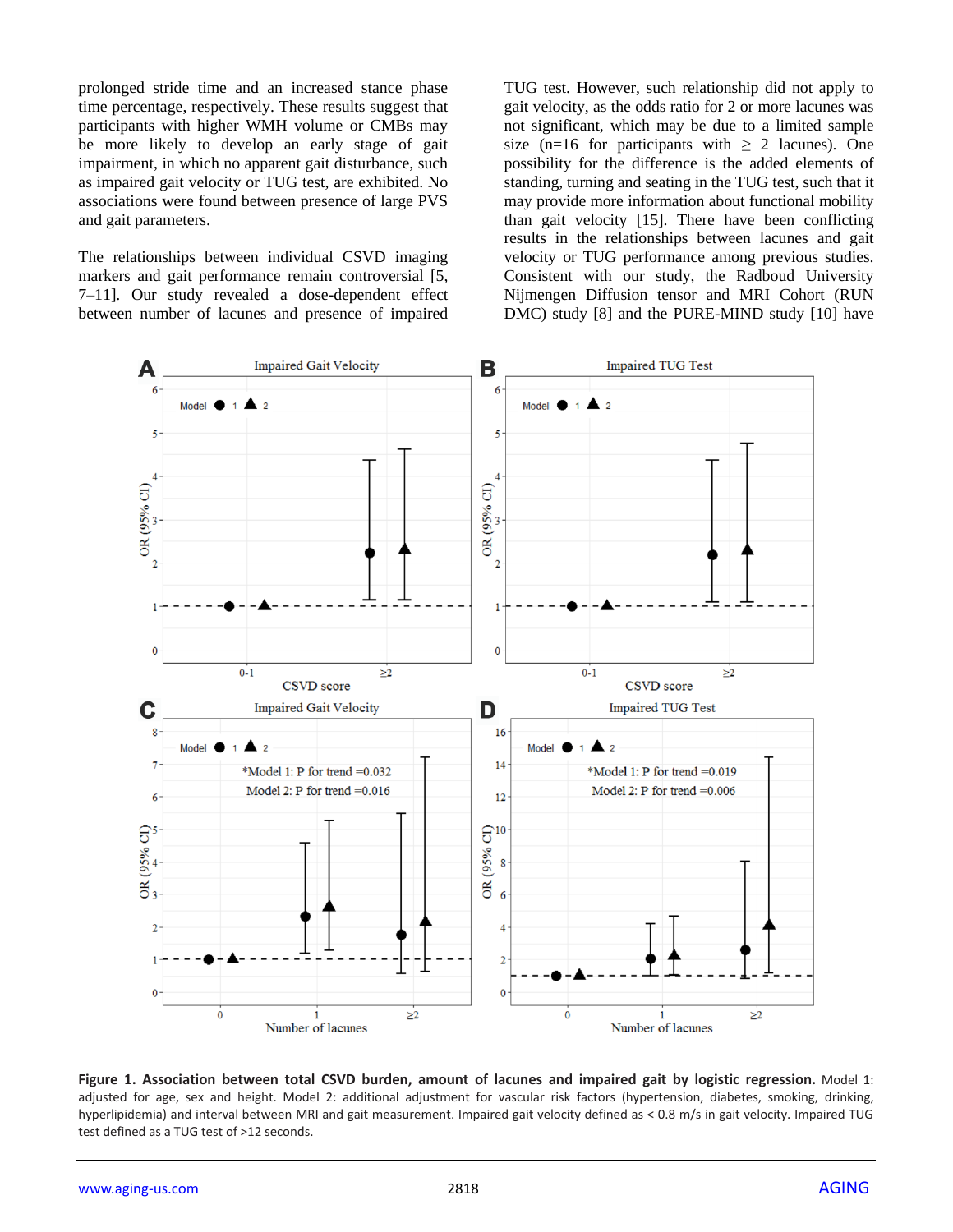prolonged stride time and an increased stance phase time percentage, respectively. These results suggest that participants with higher WMH volume or CMBs may be more likely to develop an early stage of gait impairment, in which no apparent gait disturbance, such as impaired gait velocity or TUG test, are exhibited. No associations were found between presence of large PVS and gait parameters.

The relationships between individual CSVD imaging markers and gait performance remain controversial [5, 7–11]. Our study revealed a dose-dependent effect between number of lacunes and presence of impaired TUG test. However, such relationship did not apply to gait velocity, as the odds ratio for 2 or more lacunes was not significant, which may be due to a limited sample size (n=16 for participants with ≥ 2 lacunes). One possibility for the difference is the added elements of standing, turning and seating in the TUG test, such that it may provide more information about functional mobility than gait velocity [15]. There have been conflicting results in the relationships between lacunes and gait velocity or TUG performance among previous studies. Consistent with our study, the Radboud University Nijmengen Diffusion tensor and MRI Cohort (RUN DMC) study [8] and the PURE-MIND study [10] have

**Figure 1. Association between total CSVD burden, amount of lacunes and impaired gait by logistic regression.** Model 1: adjusted for age, sex and height. Model 2: additional adjustment for vascular risk factors (hypertension, diabetes, smoking, drinking, hyperlipidemia) and interval between MRI and gait measurement. Impaired gait velocity defined as < 0.8 m/s in gait velocity. Impaired TUG test defined as a TUG test of >12 seconds.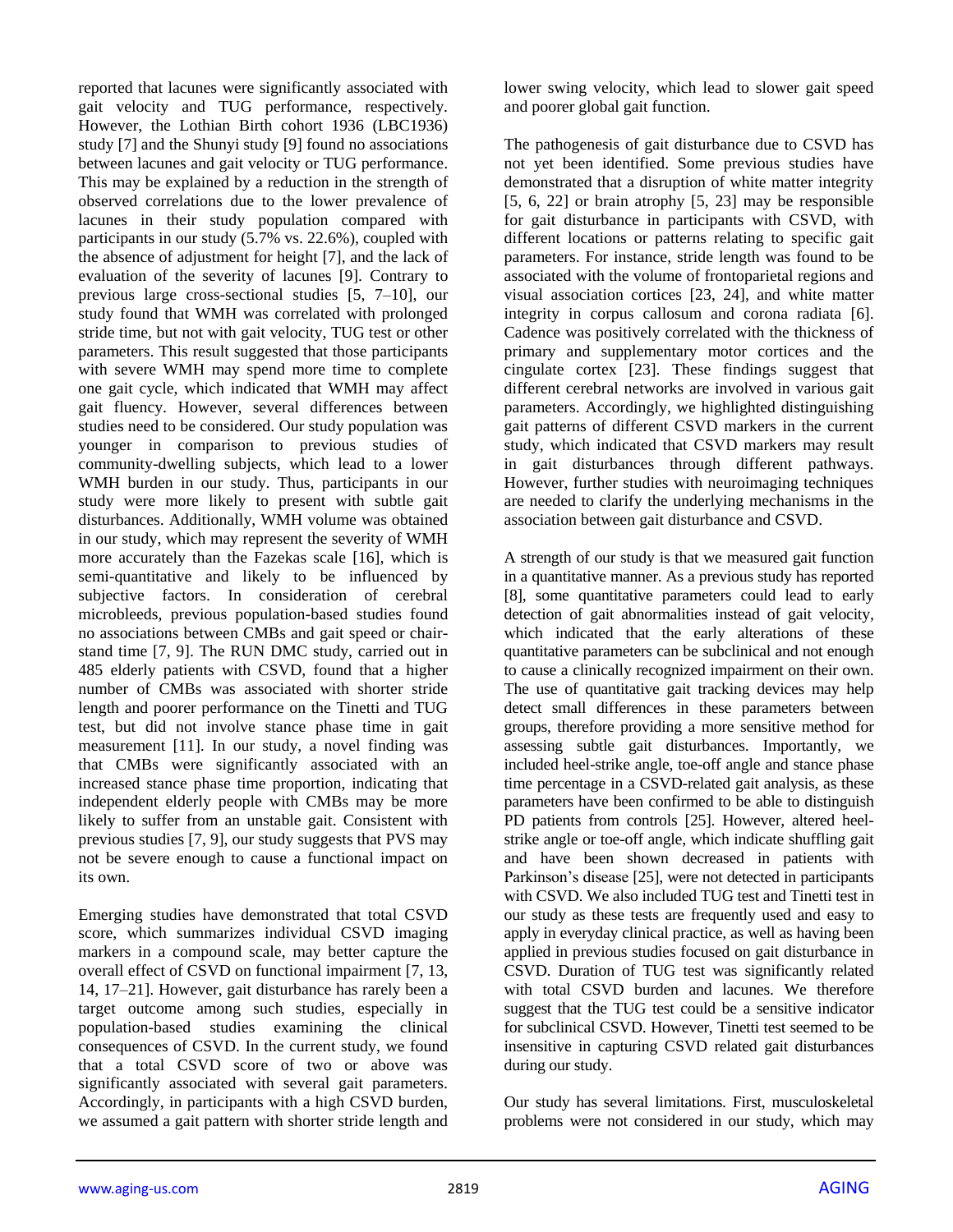reported that lacunes were significantly associated with gait velocity and TUG performance, respectively. However, the Lothian Birth cohort 1936 (LBC1936) study [7] and the Shunyi study [9] found no associations between lacunes and gait velocity or TUG performance. This may be explained by a reduction in the strength of observed correlations due to the lower prevalence of lacunes in their study population compared with participants in our study (5.7% vs. 22.6%), coupled with the absence of adjustment for height [7], and the lack of evaluation of the severity of lacunes [9]. Contrary to previous large cross-sectional studies [5, 7–10], our study found that WMH was correlated with prolonged stride time, but not with gait velocity, TUG test or other parameters. This result suggested that those participants with severe WMH may spend more time to complete one gait cycle, which indicated that WMH may affect gait fluency. However, several differences between studies need to be considered. Our study population was younger in comparison to previous studies of community-dwelling subjects, which lead to a lower WMH burden in our study. Thus, participants in our study were more likely to present with subtle gait disturbances. Additionally, WMH volume was obtained in our study, which may represent the severity of WMH more accurately than the Fazekas scale [16], which is semi-quantitative and likely to be influenced by subjective factors. In consideration of cerebral microbleeds, previous population-based studies found no associations between CMBs and gait speed or chair-stand time [7, 9]. The RUN DMC study, carried out in 485 elderly patients with CSVD, found that a higher number of CMBs was associated with shorter stride length and poorer performance on the Tinetti and TUG test, but did not involve stance phase time in gait measurement [11]. In our study, a novel finding was that CMBs were significantly associated with an increased stance phase time proportion, indicating that independent elderly people with CMBs may be more likely to suffer from an unstable gait. Consistent with previous studies [7, 9], our study suggests that PVS may not be severe enough to cause a functional impact on its own.

Emerging studies have demonstrated that total CSVD score, which summarizes individual CSVD imaging markers in a compound scale, may better capture the overall effect of CSVD on functional impairment [7, 13, 14, 17–21]. However, gait disturbance has rarely been a target outcome among such studies, especially in population-based studies examining the clinical consequences of CSVD. In the current study, we found that a total CSVD score of two or above was significantly associated with several gait parameters. Accordingly, in participants with a high CSVD burden, we assumed a gait pattern with shorter stride length and lower swing velocity, which lead to slower gait speed and poorer global gait function.

The pathogenesis of gait disturbance due to CSVD has not yet been identified. Some previous studies have demonstrated that a disruption of white matter integrity [5, 6, 22] or brain atrophy [5, 23] may be responsible for gait disturbance in participants with CSVD, with different locations or patterns relating to specific gait parameters. For instance, stride length was found to be associated with the volume of frontoparietal regions and visual association cortices [23, 24], and white matter integrity in corpus callosum and corona radiata [6]. Cadence was positively correlated with the thickness of primary and supplementary motor cortices and the cingulate cortex [23]. These findings suggest that different cerebral networks are involved in various gait parameters. Accordingly, we highlighted distinguishing gait patterns of different CSVD markers in the current study, which indicated that CSVD markers may result in gait disturbances through different pathways. However, further studies with neuroimaging techniques are needed to clarify the underlying mechanisms in the association between gait disturbance and CSVD.

A strength of our study is that we measured gait function in a quantitative manner. As a previous study has reported [8], some quantitative parameters could lead to early detection of gait abnormalities instead of gait velocity, which indicated that the early alterations of these quantitative parameters can be subclinical and not enough to cause a clinically recognized impairment on their own. The use of quantitative gait tracking devices may help detect small differences in these parameters between groups, therefore providing a more sensitive method for assessing subtle gait disturbances. Importantly, we included heel-strike angle, toe-off angle and stance phase time percentage in a CSVD-related gait analysis, as these parameters have been confirmed to be able to distinguish PD patients from controls [25]. However, altered heel-strike angle or toe-off angle, which indicate shuffling gait and have been shown decreased in patients with Parkinson's disease [25], were not detected in participants with CSVD. We also included TUG test and Tinetti test in our study as these tests are frequently used and easy to apply in everyday clinical practice, as well as having been applied in previous studies focused on gait disturbance in CSVD. Duration of TUG test was significantly related with total CSVD burden and lacunes. We therefore suggest that the TUG test could be a sensitive indicator for subclinical CSVD. However, Tinetti test seemed to be insensitive in capturing CSVD related gait disturbances during our study.

Our study has several limitations. First, musculoskeletal problems were not considered in our study, which may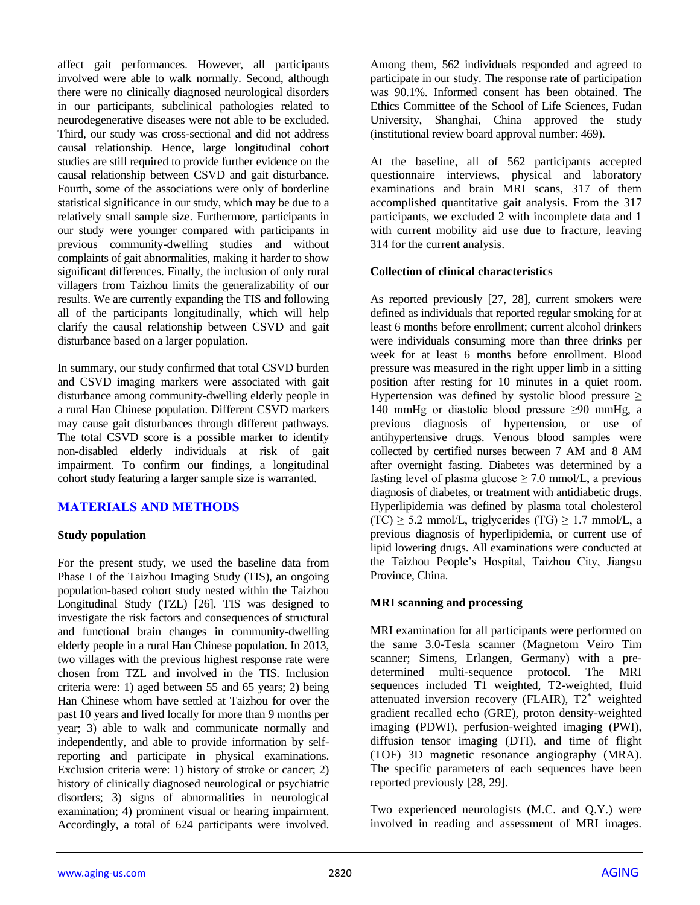affect gait performances. However, all participants involved were able to walk normally. Second, although there were no clinically diagnosed neurological disorders in our participants, subclinical pathologies related to neurodegenerative diseases were not able to be excluded. Third, our study was cross-sectional and did not address causal relationship. Hence, large longitudinal cohort studies are still required to provide further evidence on the causal relationship between CSVD and gait disturbance. Fourth, some of the associations were only of borderline statistical significance in our study, which may be due to a relatively small sample size. Furthermore, participants in our study were younger compared with participants in previous community-dwelling studies and without complaints of gait abnormalities, making it harder to show significant differences. Finally, the inclusion of only rural villagers from Taizhou limits the generalizability of our results. We are currently expanding the TIS and following all of the participants longitudinally, which will help clarify the causal relationship between CSVD and gait disturbance based on a larger population.

In summary, our study confirmed that total CSVD burden and CSVD imaging markers were associated with gait disturbance among community-dwelling elderly people in a rural Han Chinese population. Different CSVD markers may cause gait disturbances through different pathways. The total CSVD score is a possible marker to identify non-disabled elderly individuals at risk of gait impairment. To confirm our findings, a longitudinal cohort study featuring a larger sample size is warranted.

## MATERIALS AND METHODS

### Study population

For the present study, we used the baseline data from Phase I of the Taizhou Imaging Study (TIS), an ongoing population-based cohort study nested within the Taizhou Longitudinal Study (TZL) [26]. TIS was designed to investigate the risk factors and consequences of structural and functional brain changes in community-dwelling elderly people in a rural Han Chinese population. In 2013, two villages with the previous highest response rate were chosen from TZL and involved in the TIS. Inclusion criteria were: 1) aged between 55 and 65 years; 2) being Han Chinese whom have settled at Taizhou for over the past 10 years and lived locally for more than 9 months per year; 3) able to walk and communicate normally and independently, and able to provide information by self-reporting and participate in physical examinations. Exclusion criteria were: 1) history of stroke or cancer; 2) history of clinically diagnosed neurological or psychiatric disorders; 3) signs of abnormalities in neurological examination; 4) prominent visual or hearing impairment. Accordingly, a total of 624 participants were involved. Among them, 562 individuals responded and agreed to participate in our study. The response rate of participation was 90.1%. Informed consent has been obtained. The Ethics Committee of the School of Life Sciences, Fudan University, Shanghai, China approved the study (institutional review board approval number: 469).

At the baseline, all of 562 participants accepted questionnaire interviews, physical and laboratory examinations and brain MRI scans, 317 of them accomplished quantitative gait analysis. From the 317 participants, we excluded 2 with incomplete data and 1 with current mobility aid use due to fracture, leaving 314 for the current analysis.

### Collection of clinical characteristics

As reported previously [27, 28], current smokers were defined as individuals that reported regular smoking for at least 6 months before enrollment; current alcohol drinkers were individuals consuming more than three drinks per week for at least 6 months before enrollment. Blood pressure was measured in the right upper limb in a sitting position after resting for 10 minutes in a quiet room. Hypertension was defined by systolic blood pressure $\geq$ 140 mmHg or diastolic blood pressure $\geq$90 mmHg, a previous diagnosis of hypertension, or use of antihypertensive drugs. Venous blood samples were collected by certified nurses between 7 AM and 8 AM after overnight fasting. Diabetes was determined by a fasting level of plasma glucose $\geq$ 7.0 mmol/L, a previous diagnosis of diabetes, or treatment with antidiabetic drugs. Hyperlipidemia was defined by plasma total cholesterol (TC) $\geq$ 5.2 mmol/L, triglycerides (TG) $\geq$ 1.7 mmol/L, a previous diagnosis of hyperlipidemia, or current use of lipid lowering drugs. All examinations were conducted at the Taizhou People's Hospital, Taizhou City, Jiangsu Province, China.

### MRI scanning and processing

MRI examination for all participants were performed on the same 3.0-Tesla scanner (Magnetom Veiro Tim scanner; Simens, Erlangen, Germany) with a pre-determined multi-sequence protocol. The MRI sequences included T1−weighted, T2-weighted, fluid attenuated inversion recovery (FLAIR), $T2^*$−weighted gradient recalled echo (GRE), proton density-weighted imaging (PDWI), perfusion-weighted imaging (PWI), diffusion tensor imaging (DTI), and time of flight (TOF) 3D magnetic resonance angiography (MRA). The specific parameters of each sequences have been reported previously [28, 29].

Two experienced neurologists (M.C. and Q.Y.) were involved in reading and assessment of MRI images.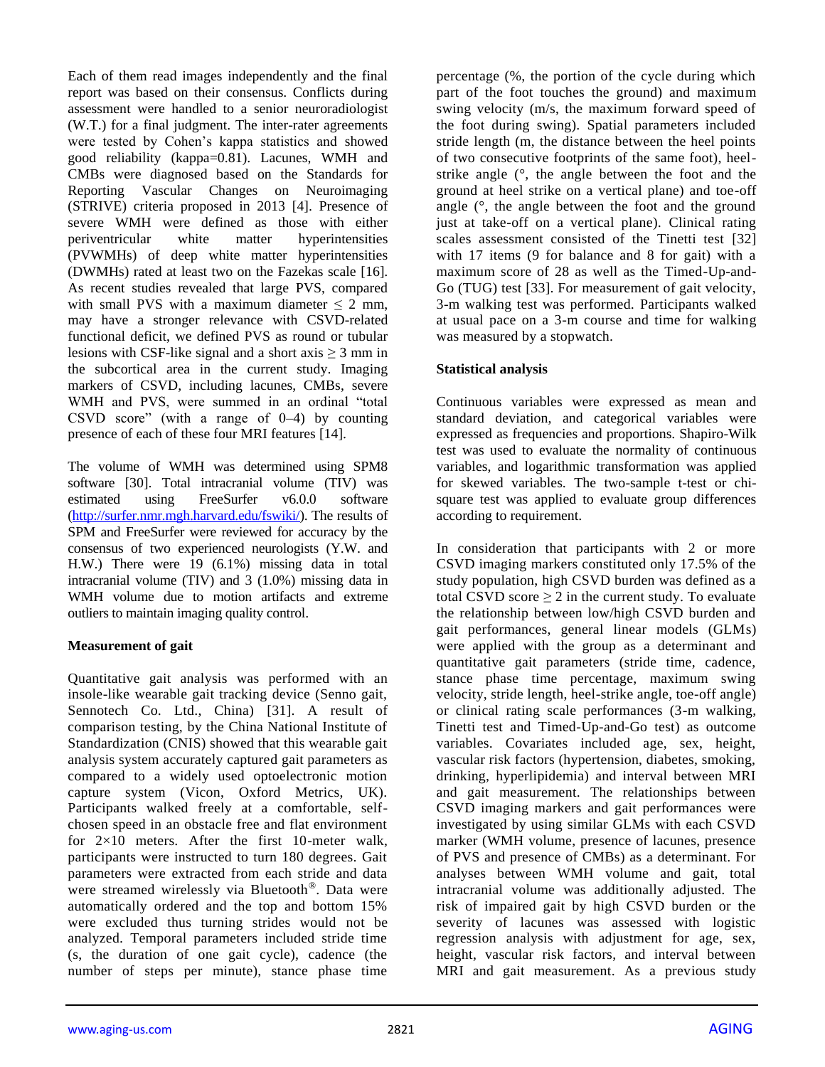Each of them read images independently and the final report was based on their consensus. Conflicts during assessment were handled to a senior neuroradiologist (W.T.) for a final judgment. The inter-rater agreements were tested by Cohen's kappa statistics and showed good reliability (kappa=0.81). Lacunes, WMH and CMBs were diagnosed based on the Standards for Reporting Vascular Changes on Neuroimaging (STRIVE) criteria proposed in 2013 [4]. Presence of severe WMH were defined as those with either periventricular white matter hyperintensities (PVWMHs) of deep white matter hyperintensities (DWMHs) rated at least two on the Fazekas scale [16]. As recent studies revealed that large PVS, compared with small PVS with a maximum diameter ≤ 2 mm, may have a stronger relevance with CSVD-related functional deficit, we defined PVS as round or tubular lesions with CSF-like signal and a short axis ≥ 3 mm in the subcortical area in the current study. Imaging markers of CSVD, including lacunes, CMBs, severe WMH and PVS, were summed in an ordinal "total CSVD score" (with a range of 0–4) by counting presence of each of these four MRI features [14].

The volume of WMH was determined using SPM8 software [30]. Total intracranial volume (TIV) was estimated using FreeSurfer v6.0.0 software (http://surfer.nmr.mgh.harvard.edu/fswiki/). The results of SPM and FreeSurfer were reviewed for accuracy by the consensus of two experienced neurologists (Y.W. and H.W.) There were 19 (6.1%) missing data in total intracranial volume (TIV) and 3 (1.0%) missing data in WMH volume due to motion artifacts and extreme outliers to maintain imaging quality control.

**Measurement of gait**

Quantitative gait analysis was performed with an insole-like wearable gait tracking device (Senno gait, Sennotech Co. Ltd., China) [31]. A result of comparison testing, by the China National Institute of Standardization (CNIS) showed that this wearable gait analysis system accurately captured gait parameters as compared to a widely used optoelectronic motion capture system (Vicon, Oxford Metrics, UK). Participants walked freely at a comfortable, self-chosen speed in an obstacle free and flat environment for 2×10 meters. After the first 10-meter walk, participants were instructed to turn 180 degrees. Gait parameters were extracted from each stride and data were streamed wirelessly via Bluetooth®. Data were automatically ordered and the top and bottom 15% were excluded thus turning strides would not be analyzed. Temporal parameters included stride time (s, the duration of one gait cycle), cadence (the number of steps per minute), stance phase time percentage (%, the portion of the cycle during which part of the foot touches the ground) and maximum swing velocity (m/s, the maximum forward speed of the foot during swing). Spatial parameters included stride length (m, the distance between the heel points of two consecutive footprints of the same foot), heel-strike angle (°, the angle between the foot and the ground at heel strike on a vertical plane) and toe-off angle (°, the angle between the foot and the ground just at take-off on a vertical plane). Clinical rating scales assessment consisted of the Tinetti test [32] with 17 items (9 for balance and 8 for gait) with a maximum score of 28 as well as the Timed-Up-and-Go (TUG) test [33]. For measurement of gait velocity, 3-m walking test was performed. Participants walked at usual pace on a 3-m course and time for walking was measured by a stopwatch.

**Statistical analysis**

Continuous variables were expressed as mean and standard deviation, and categorical variables were expressed as frequencies and proportions. Shapiro-Wilk test was used to evaluate the normality of continuous variables, and logarithmic transformation was applied for skewed variables. The two-sample t-test or chi-square test was applied to evaluate group differences according to requirement.

In consideration that participants with 2 or more CSVD imaging markers constituted only 17.5% of the study population, high CSVD burden was defined as a total CSVD score ≥ 2 in the current study. To evaluate the relationship between low/high CSVD burden and gait performances, general linear models (GLMs) were applied with the group as a determinant and quantitative gait parameters (stride time, cadence, stance phase time percentage, maximum swing velocity, stride length, heel-strike angle, toe-off angle) or clinical rating scale performances (3-m walking, Tinetti test and Timed-Up-and-Go test) as outcome variables. Covariates included age, sex, height, vascular risk factors (hypertension, diabetes, smoking, drinking, hyperlipidemia) and interval between MRI and gait measurement. The relationships between CSVD imaging markers and gait performances were investigated by using similar GLMs with each CSVD marker (WMH volume, presence of lacunes, presence of PVS and presence of CMBs) as a determinant. For analyses between WMH volume and gait, total intracranial volume was additionally adjusted. The risk of impaired gait by high CSVD burden or the severity of lacunes was assessed with logistic regression analysis with adjustment for age, sex, height, vascular risk factors, and interval between MRI and gait measurement. As a previous study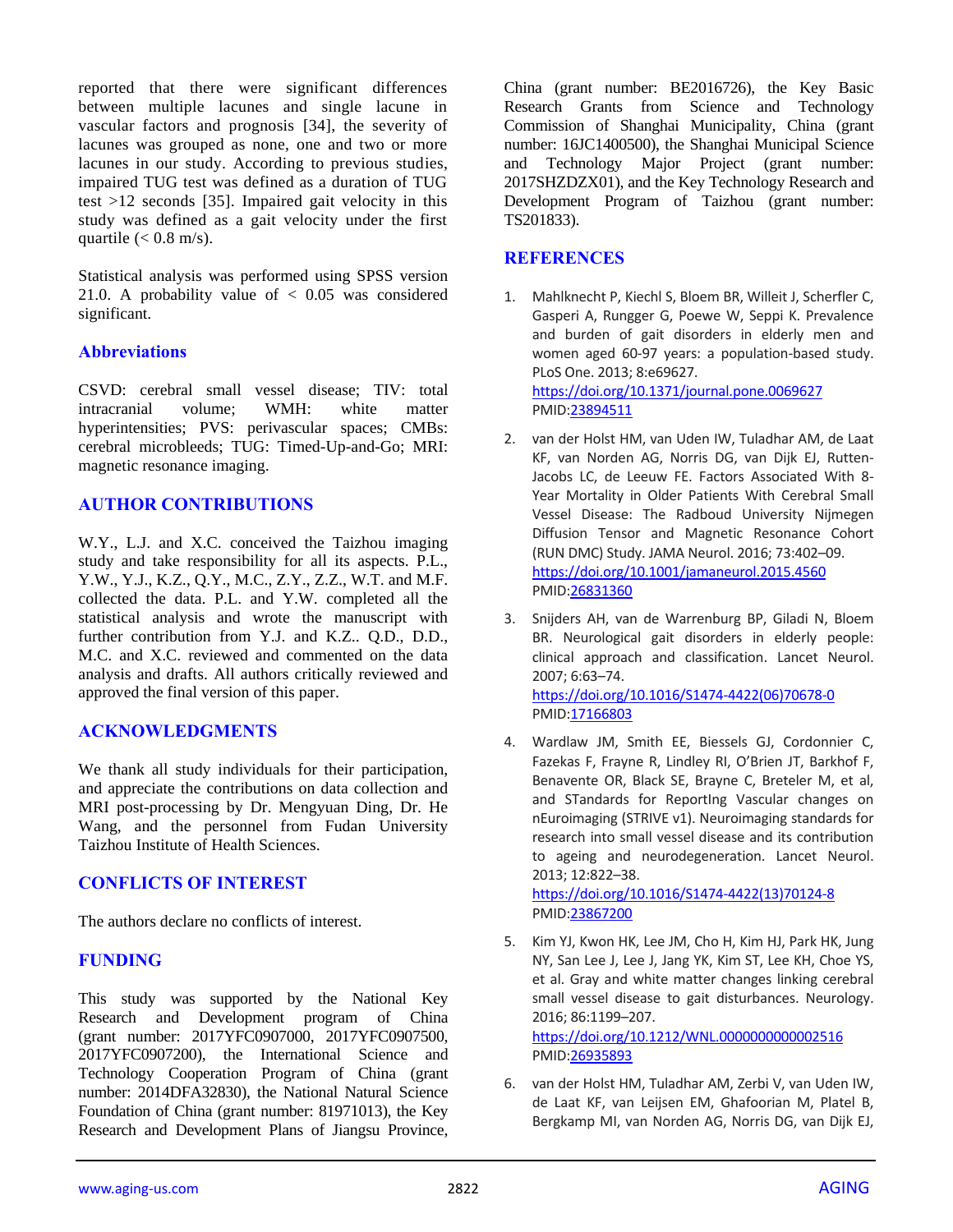reported that there were significant differences between multiple lacunes and single lacune in vascular factors and prognosis [34], the severity of lacunes was grouped as none, one and two or more lacunes in our study. According to previous studies, impaired TUG test was defined as a duration of TUG test >12 seconds [35]. Impaired gait velocity in this study was defined as a gait velocity under the first quartile (< 0.8 m/s).

Statistical analysis was performed using SPSS version 21.0. A probability value of < 0.05 was considered significant.

## Abbreviations

CSVD: cerebral small vessel disease; TIV: total intracranial volume; WMH: white matter hyperintensities; PVS: perivascular spaces; CMBs: cerebral microbleeds; TUG: Timed-Up-and-Go; MRI: magnetic resonance imaging.

## AUTHOR CONTRIBUTIONS

W.Y., L.J. and X.C. conceived the Taizhou imaging study and take responsibility for all its aspects. P.L., Y.W., Y.J., K.Z., Q.Y., M.C., Z.Y., Z.Z., W.T. and M.F. collected the data. P.L. and Y.W. completed all the statistical analysis and wrote the manuscript with further contribution from Y.J. and K.Z.. Q.D., D.D., M.C. and X.C. reviewed and commented on the data analysis and drafts. All authors critically reviewed and approved the final version of this paper.

## ACKNOWLEDGMENTS

We thank all study individuals for their participation, and appreciate the contributions on data collection and MRI post-processing by Dr. Mengyuan Ding, Dr. He Wang, and the personnel from Fudan University Taizhou Institute of Health Sciences.

## CONFLICTS OF INTEREST

The authors declare no conflicts of interest.

## FUNDING

This study was supported by the National Key Research and Development program of China (grant number: 2017YFC0907000, 2017YFC0907500, 2017YFC0907200), the International Science and Technology Cooperation Program of China (grant number: 2014DFA32830), the National Natural Science Foundation of China (grant number: 81971013), the Key Research and Development Plans of Jiangsu Province, China (grant number: BE2016726), the Key Basic Research Grants from Science and Technology Commission of Shanghai Municipality, China (grant number: 16JC1400500), the Shanghai Municipal Science and Technology Major Project (grant number: 2017SHZDZX01), and the Key Technology Research and Development Program of Taizhou (grant number: TS201833).

## REFERENCES

1. Mahlknecht P, Kiechl S, Bloem BR, Willeit J, Scherfler C, Gasperi A, Rungger G, Poewe W, Seppi K. Prevalence and burden of gait disorders in elderly men and women aged 60-97 years: a population-based study. PLoS One. 2013; 8:e69627. https://doi.org/10.1371/journal.pone.0069627 PMID:23894511

2. van der Holst HM, van Uden IW, Tuladhar AM, de Laat KF, van Norden AG, Norris DG, van Dijk EJ, Rutten-Jacobs LC, de Leeuw FE. Factors Associated With 8-Year Mortality in Older Patients With Cerebral Small Vessel Disease: The Radboud University Nijmegen Diffusion Tensor and Magnetic Resonance Cohort (RUN DMC) Study. JAMA Neurol. 2016; 73:402–09. https://doi.org/10.1001/jamaneurol.2015.4560 PMID:26831360

3. Snijders AH, van de Warrenburg BP, Giladi N, Bloem BR. Neurological gait disorders in elderly people: clinical approach and classification. Lancet Neurol. 2007; 6:63–74. https://doi.org/10.1016/S1474-4422(06)70678-0 PMID:17166803

4. Wardlaw JM, Smith EE, Biessels GJ, Cordonnier C, Fazekas F, Frayne R, Lindley RI, O'Brien JT, Barkhof F, Benavente OR, Black SE, Brayne C, Breteler M, et al, and STandards for ReportIng Vascular changes on nEuroimaging (STRIVE v1). Neuroimaging standards for research into small vessel disease and its contribution to ageing and neurodegeneration. Lancet Neurol. 2013; 12:822–38. https://doi.org/10.1016/S1474-4422(13)70124-8 PMID:23867200

5. Kim YJ, Kwon HK, Lee JM, Cho H, Kim HJ, Park HK, Jung NY, San Lee J, Lee J, Jang YK, Kim ST, Lee KH, Choe YS, et al. Gray and white matter changes linking cerebral small vessel disease to gait disturbances. Neurology. 2016; 86:1199–207. https://doi.org/10.1212/WNL.0000000000002516 PMID:26935893

6. van der Holst HM, Tuladhar AM, Zerbi V, van Uden IW, de Laat KF, van Leijsen EM, Ghafoorian M, Platel B, Bergkamp MI, van Norden AG, Norris DG, van Dijk EJ,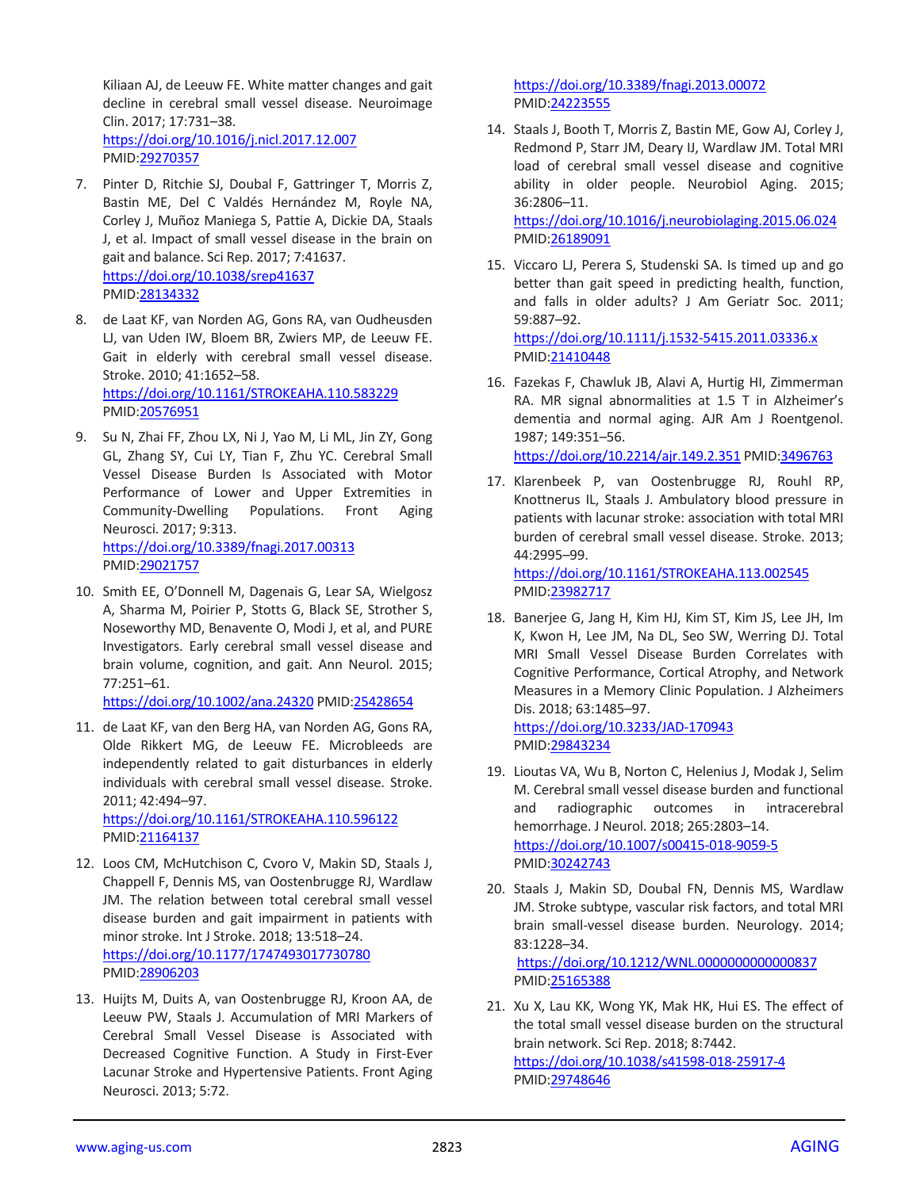Kiliaan AJ, de Leeuw FE. White matter changes and gait decline in cerebral small vessel disease. Neuroimage Clin. 2017; 17:731–38.
https://doi.org/10.1016/j.nicl.2017.12.007
PMID:29270357

7. Pinter D, Ritchie SJ, Doubal F, Gattringer T, Morris Z, Bastin ME, Del C Valdés Hernández M, Royle NA, Corley J, Muñoz Maniega S, Pattie A, Dickie DA, Staals J, et al. Impact of small vessel disease in the brain on gait and balance. Sci Rep. 2017; 7:41637.
https://doi.org/10.1038/srep41637
PMID:28134332

8. de Laat KF, van Norden AG, Gons RA, van Oudheusden LJ, van Uden IW, Bloem BR, Zwiers MP, de Leeuw FE. Gait in elderly with cerebral small vessel disease. Stroke. 2010; 41:1652–58.
https://doi.org/10.1161/STROKEAHA.110.583229
PMID:20576951

9. Su N, Zhai FF, Zhou LX, Ni J, Yao M, Li ML, Jin ZY, Gong GL, Zhang SY, Cui LY, Tian F, Zhu YC. Cerebral Small Vessel Disease Burden Is Associated with Motor Performance of Lower and Upper Extremities in Community-Dwelling Populations. Front Aging Neurosci. 2017; 9:313.
https://doi.org/10.3389/fnagi.2017.00313
PMID:29021757

10. Smith EE, O'Donnell M, Dagenais G, Lear SA, Wielgosz A, Sharma M, Poirier P, Stotts G, Black SE, Strother S, Noseworthy MD, Benavente O, Modi J, et al, and PURE Investigators. Early cerebral small vessel disease and brain volume, cognition, and gait. Ann Neurol. 2015; 77:251–61.
https://doi.org/10.1002/ana.24320 PMID:25428654

11. de Laat KF, van den Berg HA, van Norden AG, Gons RA, Olde Rikkert MG, de Leeuw FE. Microbleeds are independently related to gait disturbances in elderly individuals with cerebral small vessel disease. Stroke. 2011; 42:494–97.
https://doi.org/10.1161/STROKEAHA.110.596122
PMID:21164137

12. Loos CM, McHutchison C, Cvoro V, Makin SD, Staals J, Chappell F, Dennis MS, van Oostenbrugge RJ, Wardlaw JM. The relation between total cerebral small vessel disease burden and gait impairment in patients with minor stroke. Int J Stroke. 2018; 13:518–24.
https://doi.org/10.1177/1747493017730780
PMID:28906203

13. Huijts M, Duits A, van Oostenbrugge RJ, Kroon AA, de Leeuw PW, Staals J. Accumulation of MRI Markers of Cerebral Small Vessel Disease is Associated with Decreased Cognitive Function. A Study in First-Ever Lacunar Stroke and Hypertensive Patients. Front Aging Neurosci. 2013; 5:72.
https://doi.org/10.3389/fnagi.2013.00072
PMID:24223555

14. Staals J, Booth T, Morris Z, Bastin ME, Gow AJ, Corley J, Redmond P, Starr JM, Deary IJ, Wardlaw JM. Total MRI load of cerebral small vessel disease and cognitive ability in older people. Neurobiol Aging. 2015; 36:2806–11.
https://doi.org/10.1016/j.neurobiolaging.2015.06.024
PMID:26189091

15. Viccaro LJ, Perera S, Studenski SA. Is timed up and go better than gait speed in predicting health, function, and falls in older adults? J Am Geriatr Soc. 2011; 59:887–92.
https://doi.org/10.1111/j.1532-5415.2011.03336.x
PMID:21410448

16. Fazekas F, Chawluk JB, Alavi A, Hurtig HI, Zimmerman RA. MR signal abnormalities at 1.5 T in Alzheimer's dementia and normal aging. AJR Am J Roentgenol. 1987; 149:351–56.
https://doi.org/10.2214/ajr.149.2.351 PMID:3496763

17. Klarenbeek P, van Oostenbrugge RJ, Rouhl RP, Knottnerus IL, Staals J. Ambulatory blood pressure in patients with lacunar stroke: association with total MRI burden of cerebral small vessel disease. Stroke. 2013; 44:2995–99.
https://doi.org/10.1161/STROKEAHA.113.002545
PMID:23982717

18. Banerjee G, Jang H, Kim HJ, Kim ST, Kim JS, Lee JH, Im K, Kwon H, Lee JM, Na DL, Seo SW, Werring DJ. Total MRI Small Vessel Disease Burden Correlates with Cognitive Performance, Cortical Atrophy, and Network Measures in a Memory Clinic Population. J Alzheimers Dis. 2018; 63:1485–97.
https://doi.org/10.3233/JAD-170943
PMID:29843234

19. Lioutas VA, Wu B, Norton C, Helenius J, Modak J, Selim M. Cerebral small vessel disease burden and functional and radiographic outcomes in intracerebral hemorrhage. J Neurol. 2018; 265:2803–14.
https://doi.org/10.1007/s00415-018-9059-5
PMID:30242743

20. Staals J, Makin SD, Doubal FN, Dennis MS, Wardlaw JM. Stroke subtype, vascular risk factors, and total MRI brain small-vessel disease burden. Neurology. 2014; 83:1228–34.
https://doi.org/10.1212/WNL.0000000000000837
PMID:25165388

21. Xu X, Lau KK, Wong YK, Mak HK, Hui ES. The effect of the total small vessel disease burden on the structural brain network. Sci Rep. 2018; 8:7442.
https://doi.org/10.1038/s41598-018-25917-4
PMID:29748646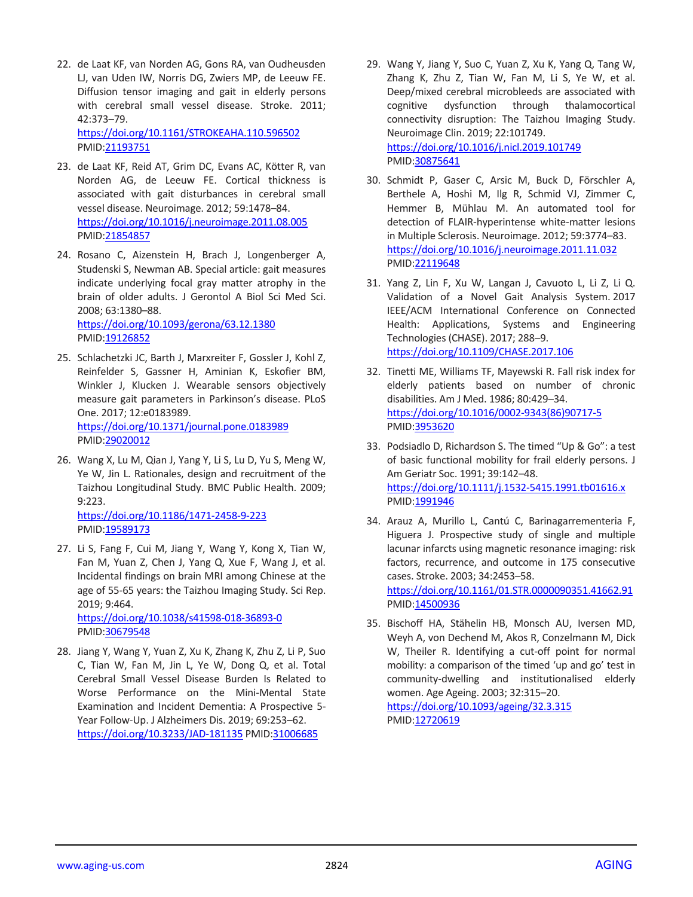22. de Laat KF, van Norden AG, Gons RA, van Oudheusden LJ, van Uden IW, Norris DG, Zwiers MP, de Leeuw FE. Diffusion tensor imaging and gait in elderly persons with cerebral small vessel disease. Stroke. 2011; 42:373–79.
https://doi.org/10.1161/STROKEAHA.110.596502
PMID:21193751

23. de Laat KF, Reid AT, Grim DC, Evans AC, Kötter R, van Norden AG, de Leeuw FE. Cortical thickness is associated with gait disturbances in cerebral small vessel disease. Neuroimage. 2012; 59:1478–84.
https://doi.org/10.1016/j.neuroimage.2011.08.005
PMID:21854857

24. Rosano C, Aizenstein H, Brach J, Longenberger A, Studenski S, Newman AB. Special article: gait measures indicate underlying focal gray matter atrophy in the brain of older adults. J Gerontol A Biol Sci Med Sci. 2008; 63:1380–88.
https://doi.org/10.1093/gerona/63.12.1380
PMID:19126852

25. Schlachetzki JC, Barth J, Marxreiter F, Gossler J, Kohl Z, Reinfelder S, Gassner H, Aminian K, Eskofier BM, Winkler J, Klucken J. Wearable sensors objectively measure gait parameters in Parkinson's disease. PLoS One. 2017; 12:e0183989.
https://doi.org/10.1371/journal.pone.0183989
PMID:29020012

26. Wang X, Lu M, Qian J, Yang Y, Li S, Lu D, Yu S, Meng W, Ye W, Jin L. Rationales, design and recruitment of the Taizhou Longitudinal Study. BMC Public Health. 2009; 9:223.
https://doi.org/10.1186/1471-2458-9-223
PMID:19589173

27. Li S, Fang F, Cui M, Jiang Y, Wang Y, Kong X, Tian W, Fan M, Yuan Z, Chen J, Yang Q, Xue F, Wang J, et al. Incidental findings on brain MRI among Chinese at the age of 55-65 years: the Taizhou Imaging Study. Sci Rep. 2019; 9:464.
https://doi.org/10.1038/s41598-018-36893-0
PMID:30679548

28. Jiang Y, Wang Y, Yuan Z, Xu K, Zhang K, Zhu Z, Li P, Suo C, Tian W, Fan M, Jin L, Ye W, Dong Q, et al. Total Cerebral Small Vessel Disease Burden Is Related to Worse Performance on the Mini-Mental State Examination and Incident Dementia: A Prospective 5-Year Follow-Up. J Alzheimers Dis. 2019; 69:253–62.
https://doi.org/10.3233/JAD-181135 PMID:31006685

29. Wang Y, Jiang Y, Suo C, Yuan Z, Xu K, Yang Q, Tang W, Zhang K, Zhu Z, Tian W, Fan M, Li S, Ye W, et al. Deep/mixed cerebral microbleeds are associated with cognitive dysfunction through thalamocortical connectivity disruption: The Taizhou Imaging Study. Neuroimage Clin. 2019; 22:101749.
https://doi.org/10.1016/j.nicl.2019.101749
PMID:30875641

30. Schmidt P, Gaser C, Arsic M, Buck D, Förschler A, Berthele A, Hoshi M, Ilg R, Schmid VJ, Zimmer C, Hemmer B, Mühlau M. An automated tool for detection of FLAIR-hyperintense white-matter lesions in Multiple Sclerosis. Neuroimage. 2012; 59:3774–83.
https://doi.org/10.1016/j.neuroimage.2011.11.032
PMID:22119648

31. Yang Z, Lin F, Xu W, Langan J, Cavuoto L, Li Z, Li Q. Validation of a Novel Gait Analysis System. 2017 IEEE/ACM International Conference on Connected Health: Applications, Systems and Engineering Technologies (CHASE). 2017; 288–9.
https://doi.org/10.1109/CHASE.2017.106

32. Tinetti ME, Williams TF, Mayewski R. Fall risk index for elderly patients based on number of chronic disabilities. Am J Med. 1986; 80:429–34.
https://doi.org/10.1016/0002-9343(86)90717-5
PMID:3953620

33. Podsiadlo D, Richardson S. The timed "Up & Go": a test of basic functional mobility for frail elderly persons. J Am Geriatr Soc. 1991; 39:142–48.
https://doi.org/10.1111/j.1532-5415.1991.tb01616.x
PMID:1991946

34. Arauz A, Murillo L, Cantú C, Barinagarrementeria F, Higuera J. Prospective study of single and multiple lacunar infarcts using magnetic resonance imaging: risk factors, recurrence, and outcome in 175 consecutive cases. Stroke. 2003; 34:2453–58.
https://doi.org/10.1161/01.STR.0000090351.41662.91
PMID:14500936

35. Bischoff HA, Stähelin HB, Monsch AU, Iversen MD, Weyh A, von Dechend M, Akos R, Conzelmann M, Dick W, Theiler R. Identifying a cut-off point for normal mobility: a comparison of the timed 'up and go' test in community-dwelling and institutionalised elderly women. Age Ageing. 2003; 32:315–20.
https://doi.org/10.1093/ageing/32.3.315
PMID:12720619